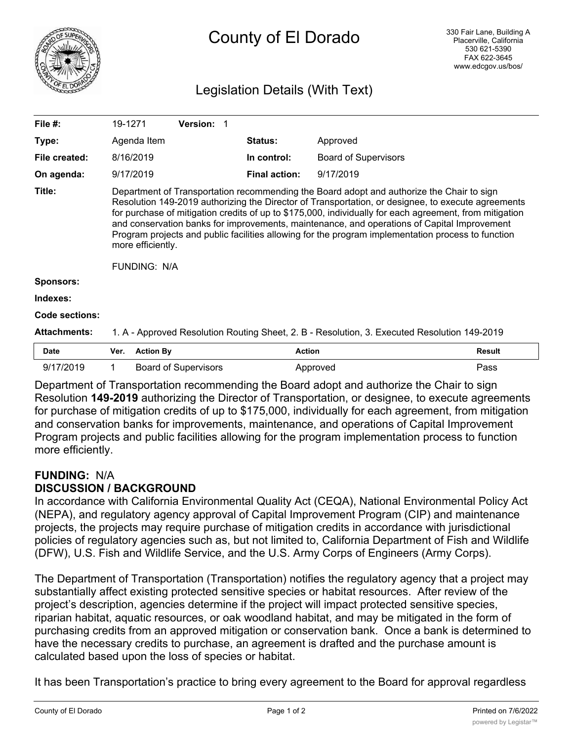# County of El Dorado

330 Fair Lane, Building A
Placerville, California
530 621-5390
FAX 622-3645
www.edcgov.us/bos/

## Legislation Details (With Text)

| | | | |
|---|---|---|---|
| **File #:** | 19-1271 **Version:** 1 | | |
| **Type:** | Agenda Item | **Status:** | Approved |
| **File created:** | 8/16/2019 | **In control:** | Board of Supervisors |
| **On agenda:** | 9/17/2019 | **Final action:** | 9/17/2019 |

**Title:** Department of Transportation recommending the Board adopt and authorize the Chair to sign Resolution 149-2019 authorizing the Director of Transportation, or designee, to execute agreements for purchase of mitigation credits of up to $175,000, individually for each agreement, from mitigation and conservation banks for improvements, maintenance, and operations of Capital Improvement Program projects and public facilities allowing for the program implementation process to function more efficiently.

FUNDING: N/A

**Sponsors:**

**Indexes:**

**Code sections:**

**Attachments:** 1. A - Approved Resolution Routing Sheet, 2. B - Resolution, 3. Executed Resolution 149-2019

| Date | Ver. | Action By | Action | Result |
|---|---|---|---|---|
| 9/17/2019 | 1 | Board of Supervisors | Approved | Pass |

Department of Transportation recommending the Board adopt and authorize the Chair to sign Resolution **149-2019** authorizing the Director of Transportation, or designee, to execute agreements for purchase of mitigation credits of up to $175,000, individually for each agreement, from mitigation and conservation banks for improvements, maintenance, and operations of Capital Improvement Program projects and public facilities allowing for the program implementation process to function more efficiently.

**FUNDING:** N/A

**DISCUSSION / BACKGROUND**

In accordance with California Environmental Quality Act (CEQA), National Environmental Policy Act (NEPA), and regulatory agency approval of Capital Improvement Program (CIP) and maintenance projects, the projects may require purchase of mitigation credits in accordance with jurisdictional policies of regulatory agencies such as, but not limited to, California Department of Fish and Wildlife (DFW), U.S. Fish and Wildlife Service, and the U.S. Army Corps of Engineers (Army Corps).

The Department of Transportation (Transportation) notifies the regulatory agency that a project may substantially affect existing protected sensitive species or habitat resources. After review of the project's description, agencies determine if the project will impact protected sensitive species, riparian habitat, aquatic resources, or oak woodland habitat, and may be mitigated in the form of purchasing credits from an approved mitigation or conservation bank. Once a bank is determined to have the necessary credits to purchase, an agreement is drafted and the purchase amount is calculated based upon the loss of species or habitat.

It has been Transportation's practice to bring every agreement to the Board for approval regardless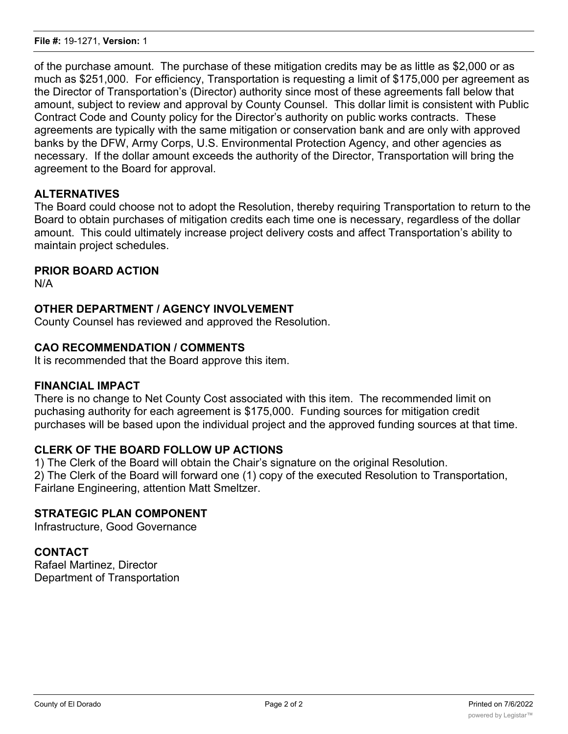of the purchase amount. The purchase of these mitigation credits may be as little as $2,000 or as much as $251,000. For efficiency, Transportation is requesting a limit of $175,000 per agreement as the Director of Transportation's (Director) authority since most of these agreements fall below that amount, subject to review and approval by County Counsel. This dollar limit is consistent with Public Contract Code and County policy for the Director's authority on public works contracts. These agreements are typically with the same mitigation or conservation bank and are only with approved banks by the DFW, Army Corps, U.S. Environmental Protection Agency, and other agencies as necessary. If the dollar amount exceeds the authority of the Director, Transportation will bring the agreement to the Board for approval.

## ALTERNATIVES

The Board could choose not to adopt the Resolution, thereby requiring Transportation to return to the Board to obtain purchases of mitigation credits each time one is necessary, regardless of the dollar amount. This could ultimately increase project delivery costs and affect Transportation's ability to maintain project schedules.

## PRIOR BOARD ACTION

N/A

## OTHER DEPARTMENT / AGENCY INVOLVEMENT

County Counsel has reviewed and approved the Resolution.

## CAO RECOMMENDATION / COMMENTS

It is recommended that the Board approve this item.

## FINANCIAL IMPACT

There is no change to Net County Cost associated with this item. The recommended limit on puchasing authority for each agreement is $175,000. Funding sources for mitigation credit purchases will be based upon the individual project and the approved funding sources at that time.

## CLERK OF THE BOARD FOLLOW UP ACTIONS

1) The Clerk of the Board will obtain the Chair's signature on the original Resolution.
2) The Clerk of the Board will forward one (1) copy of the executed Resolution to Transportation, Fairlane Engineering, attention Matt Smeltzer.

## STRATEGIC PLAN COMPONENT

Infrastructure, Good Governance

## CONTACT

Rafael Martinez, Director
Department of Transportation